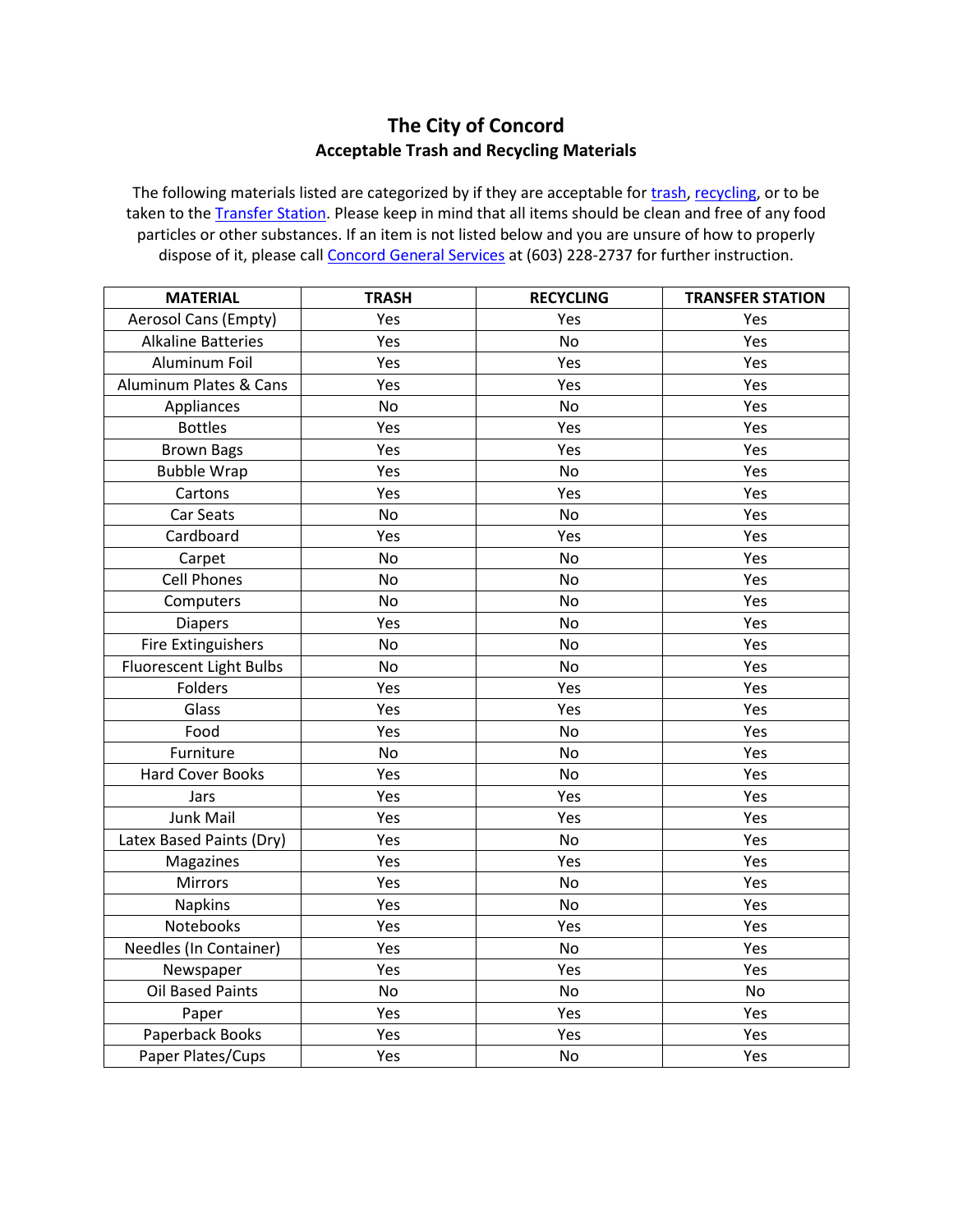# The City of Concord

## Acceptable Trash and Recycling Materials

The following materials listed are categorized by if they are acceptable for trash, recycling, or to be taken to the Transfer Station. Please keep in mind that all items should be clean and free of any food particles or other substances. If an item is not listed below and you are unsure of how to properly dispose of it, please call Concord General Services at (603) 228-2737 for further instruction.

| MATERIAL | TRASH | RECYCLING | TRANSFER STATION |
|---|---|---|---|
| Aerosol Cans (Empty) | Yes | Yes | Yes |
| Alkaline Batteries | Yes | No | Yes |
| Aluminum Foil | Yes | Yes | Yes |
| Aluminum Plates & Cans | Yes | Yes | Yes |
| Appliances | No | No | Yes |
| Bottles | Yes | Yes | Yes |
| Brown Bags | Yes | Yes | Yes |
| Bubble Wrap | Yes | No | Yes |
| Cartons | Yes | Yes | Yes |
| Car Seats | No | No | Yes |
| Cardboard | Yes | Yes | Yes |
| Carpet | No | No | Yes |
| Cell Phones | No | No | Yes |
| Computers | No | No | Yes |
| Diapers | Yes | No | Yes |
| Fire Extinguishers | No | No | Yes |
| Fluorescent Light Bulbs | No | No | Yes |
| Folders | Yes | Yes | Yes |
| Glass | Yes | Yes | Yes |
| Food | Yes | No | Yes |
| Furniture | No | No | Yes |
| Hard Cover Books | Yes | No | Yes |
| Jars | Yes | Yes | Yes |
| Junk Mail | Yes | Yes | Yes |
| Latex Based Paints (Dry) | Yes | No | Yes |
| Magazines | Yes | Yes | Yes |
| Mirrors | Yes | No | Yes |
| Napkins | Yes | No | Yes |
| Notebooks | Yes | Yes | Yes |
| Needles (In Container) | Yes | No | Yes |
| Newspaper | Yes | Yes | Yes |
| Oil Based Paints | No | No | No |
| Paper | Yes | Yes | Yes |
| Paperback Books | Yes | Yes | Yes |
| Paper Plates/Cups | Yes | No | Yes |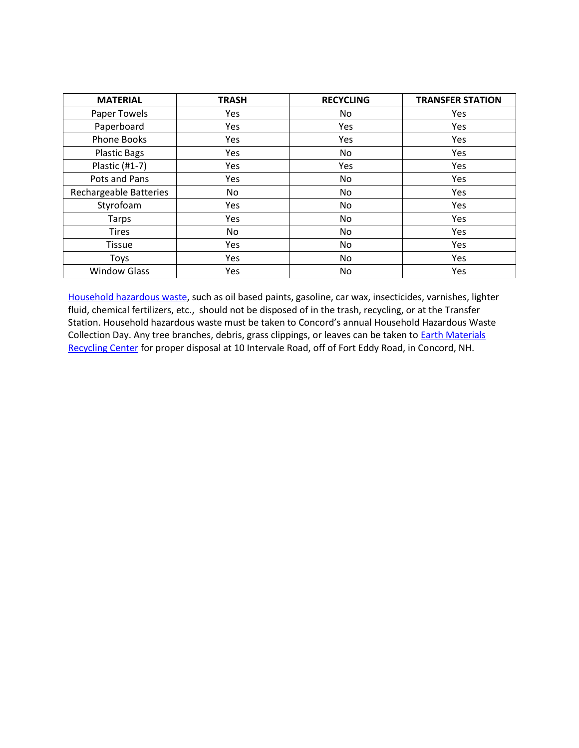| MATERIAL | TRASH | RECYCLING | TRANSFER STATION |
|---|---|---|---|
| Paper Towels | Yes | No | Yes |
| Paperboard | Yes | Yes | Yes |
| Phone Books | Yes | Yes | Yes |
| Plastic Bags | Yes | No | Yes |
| Plastic (#1-7) | Yes | Yes | Yes |
| Pots and Pans | Yes | No | Yes |
| Rechargeable Batteries | No | No | Yes |
| Styrofoam | Yes | No | Yes |
| Tarps | Yes | No | Yes |
| Tires | No | No | Yes |
| Tissue | Yes | No | Yes |
| Toys | Yes | No | Yes |
| Window Glass | Yes | No | Yes |

Household hazardous waste, such as oil based paints, gasoline, car wax, insecticides, varnishes, lighter fluid, chemical fertilizers, etc., should not be disposed of in the trash, recycling, or at the Transfer Station. Household hazardous waste must be taken to Concord's annual Household Hazardous Waste Collection Day. Any tree branches, debris, grass clippings, or leaves can be taken to Earth Materials Recycling Center for proper disposal at 10 Intervale Road, off of Fort Eddy Road, in Concord, NH.